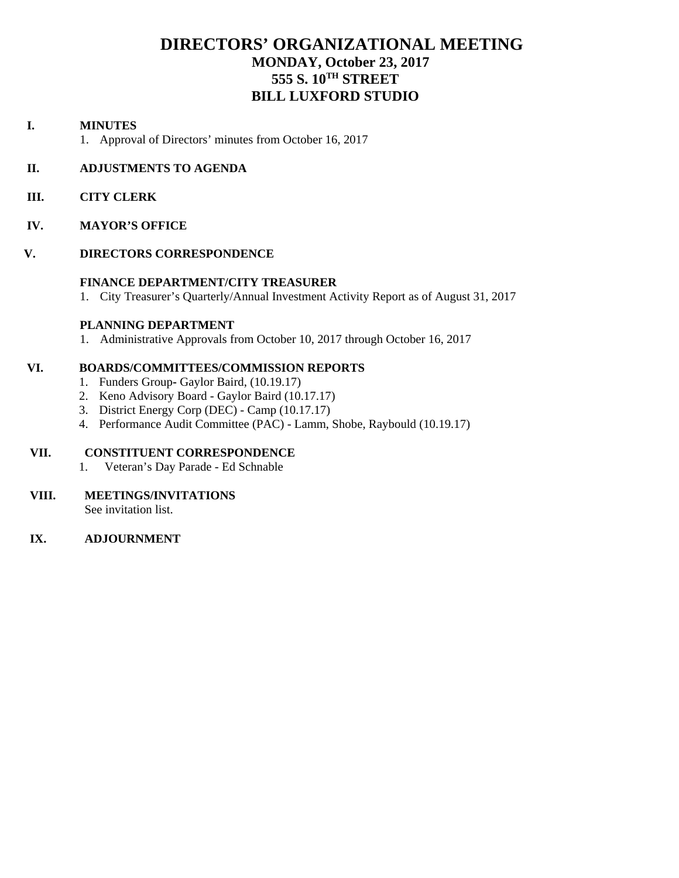# DIRECTORS' ORGANIZATIONAL MEETING

## MONDAY, October 23, 2017
## 555 S. 10$^{TH}$ STREET
## BILL LUXFORD STUDIO

**I. MINUTES**

1. Approval of Directors' minutes from October 16, 2017

**II. ADJUSTMENTS TO AGENDA**

**III. CITY CLERK**

**IV. MAYOR'S OFFICE**

**V. DIRECTORS CORRESPONDENCE**

**FINANCE DEPARTMENT/CITY TREASURER**

1. City Treasurer's Quarterly/Annual Investment Activity Report as of August 31, 2017

**PLANNING DEPARTMENT**

1. Administrative Approvals from October 10, 2017 through October 16, 2017

**VI. BOARDS/COMMITTEES/COMMISSION REPORTS**

1. Funders Group- Gaylor Baird, (10.19.17)
2. Keno Advisory Board - Gaylor Baird (10.17.17)
3. District Energy Corp (DEC) - Camp (10.17.17)
4. Performance Audit Committee (PAC) - Lamm, Shobe, Raybould (10.19.17)

**VII. CONSTITUENT CORRESPONDENCE**

1. Veteran's Day Parade - Ed Schnable

**VIII. MEETINGS/INVITATIONS**

See invitation list.

**IX. ADJOURNMENT**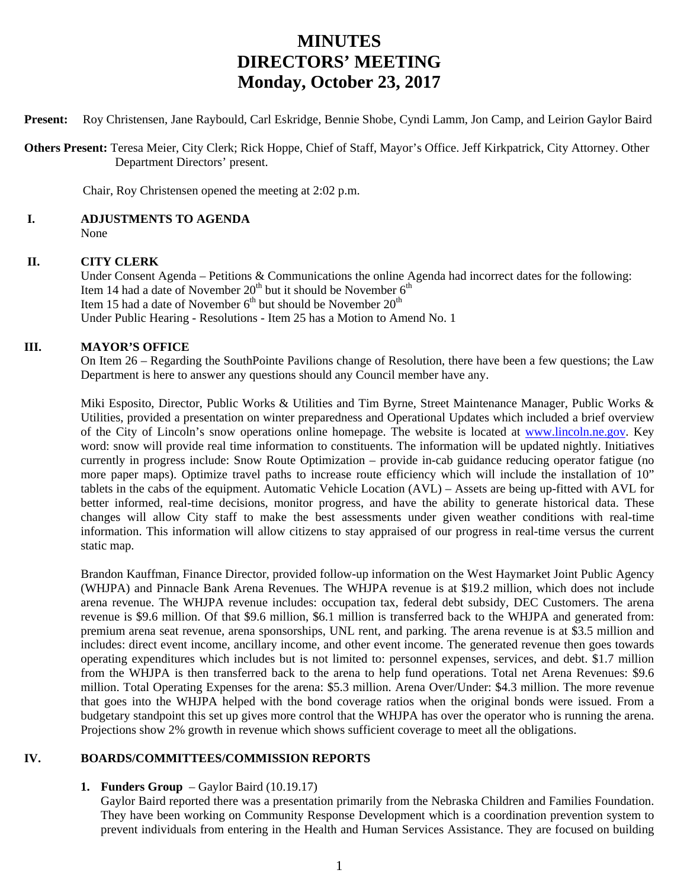# MINUTES
# DIRECTORS' MEETING
# Monday, October 23, 2017

**Present:** Roy Christensen, Jane Raybould, Carl Eskridge, Bennie Shobe, Cyndi Lamm, Jon Camp, and Leirion Gaylor Baird

**Others Present:** Teresa Meier, City Clerk; Rick Hoppe, Chief of Staff, Mayor's Office. Jeff Kirkpatrick, City Attorney. Other Department Directors' present.

Chair, Roy Christensen opened the meeting at 2:02 p.m.

## I. ADJUSTMENTS TO AGENDA

None

## II. CITY CLERK

Under Consent Agenda – Petitions & Communications the online Agenda had incorrect dates for the following:
Item 14 had a date of November 20th but it should be November 6th
Item 15 had a date of November 6th but should be November 20th
Under Public Hearing - Resolutions - Item 25 has a Motion to Amend No. 1

## III. MAYOR'S OFFICE

On Item 26 – Regarding the SouthPointe Pavilions change of Resolution, there have been a few questions; the Law Department is here to answer any questions should any Council member have any.

Miki Esposito, Director, Public Works & Utilities and Tim Byrne, Street Maintenance Manager, Public Works & Utilities, provided a presentation on winter preparedness and Operational Updates which included a brief overview of the City of Lincoln's snow operations online homepage. The website is located at [www.lincoln.ne.gov](http://www.lincoln.ne.gov). Key word: snow will provide real time information to constituents. The information will be updated nightly. Initiatives currently in progress include: Snow Route Optimization – provide in-cab guidance reducing operator fatigue (no more paper maps). Optimize travel paths to increase route efficiency which will include the installation of 10" tablets in the cabs of the equipment. Automatic Vehicle Location (AVL) – Assets are being up-fitted with AVL for better informed, real-time decisions, monitor progress, and have the ability to generate historical data. These changes will allow City staff to make the best assessments under given weather conditions with real-time information. This information will allow citizens to stay appraised of our progress in real-time versus the current static map.

Brandon Kauffman, Finance Director, provided follow-up information on the West Haymarket Joint Public Agency (WHJPA) and Pinnacle Bank Arena Revenues. The WHJPA revenue is at $19.2 million, which does not include arena revenue. The WHJPA revenue includes: occupation tax, federal debt subsidy, DEC Customers. The arena revenue is $9.6 million. Of that $9.6 million, $6.1 million is transferred back to the WHJPA and generated from: premium arena seat revenue, arena sponsorships, UNL rent, and parking. The arena revenue is at $3.5 million and includes: direct event income, ancillary income, and other event income. The generated revenue then goes towards operating expenditures which includes but is not limited to: personnel expenses, services, and debt. $1.7 million from the WHJPA is then transferred back to the arena to help fund operations. Total net Arena Revenues: $9.6 million. Total Operating Expenses for the arena: $5.3 million. Arena Over/Under: $4.3 million. The more revenue that goes into the WHJPA helped with the bond coverage ratios when the original bonds were issued. From a budgetary standpoint this set up gives more control that the WHJPA has over the operator who is running the arena. Projections show 2% growth in revenue which shows sufficient coverage to meet all the obligations.

## IV. BOARDS/COMMITTEES/COMMISSION REPORTS

1. **Funders Group** – Gaylor Baird (10.19.17)
   Gaylor Baird reported there was a presentation primarily from the Nebraska Children and Families Foundation. They have been working on Community Response Development which is a coordination prevention system to prevent individuals from entering in the Health and Human Services Assistance. They are focused on building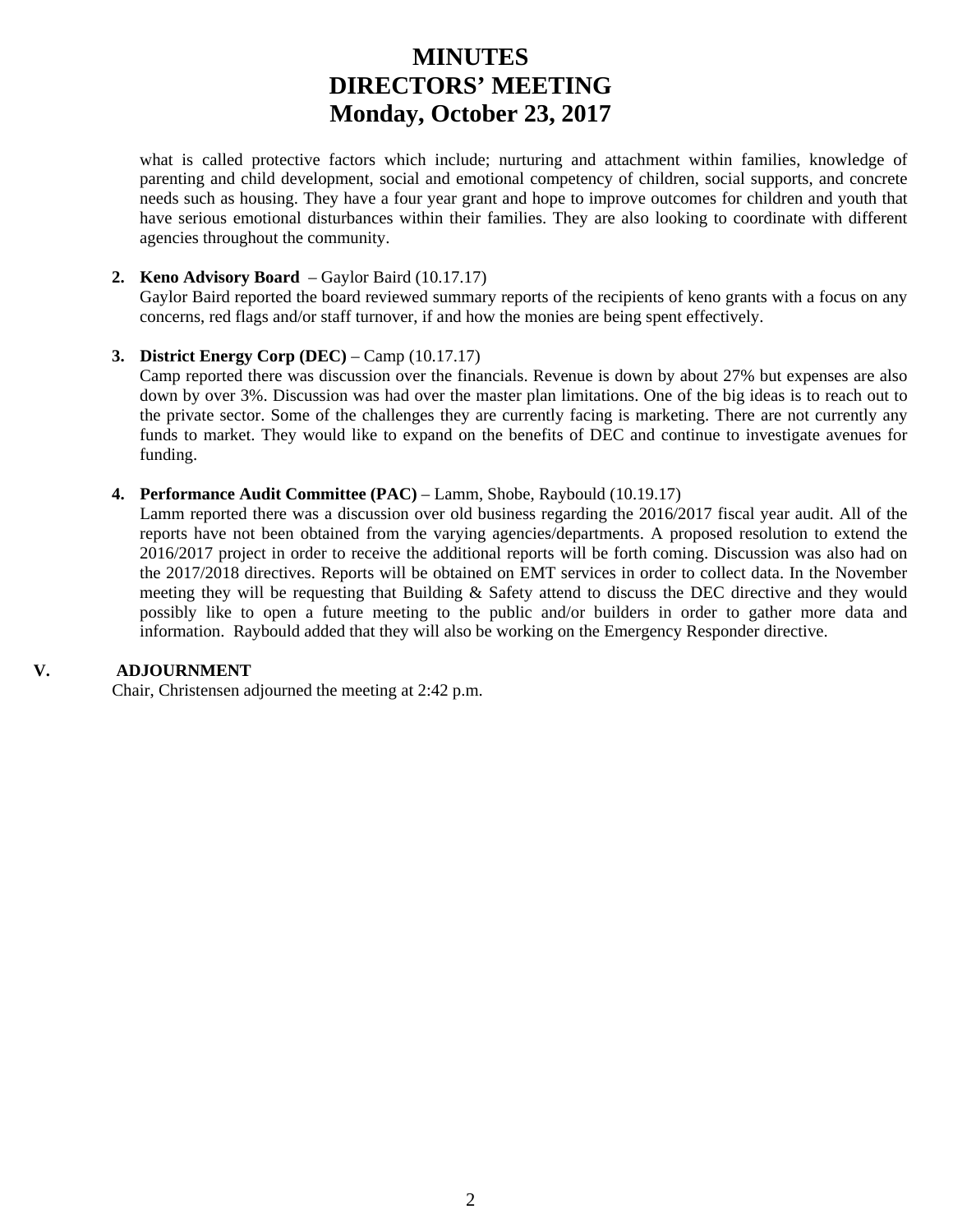what is called protective factors which include; nurturing and attachment within families, knowledge of parenting and child development, social and emotional competency of children, social supports, and concrete needs such as housing. They have a four year grant and hope to improve outcomes for children and youth that have serious emotional disturbances within their families. They are also looking to coordinate with different agencies throughout the community.

2. **Keno Advisory Board** – Gaylor Baird (10.17.17)
   Gaylor Baird reported the board reviewed summary reports of the recipients of keno grants with a focus on any concerns, red flags and/or staff turnover, if and how the monies are being spent effectively.

3. **District Energy Corp (DEC)** – Camp (10.17.17)
   Camp reported there was discussion over the financials. Revenue is down by about 27% but expenses are also down by over 3%. Discussion was had over the master plan limitations. One of the big ideas is to reach out to the private sector. Some of the challenges they are currently facing is marketing. There are not currently any funds to market. They would like to expand on the benefits of DEC and continue to investigate avenues for funding.

4. **Performance Audit Committee (PAC)** – Lamm, Shobe, Raybould (10.19.17)
   Lamm reported there was a discussion over old business regarding the 2016/2017 fiscal year audit. All of the reports have not been obtained from the varying agencies/departments. A proposed resolution to extend the 2016/2017 project in order to receive the additional reports will be forth coming. Discussion was also had on the 2017/2018 directives. Reports will be obtained on EMT services in order to collect data. In the November meeting they will be requesting that Building & Safety attend to discuss the DEC directive and they would possibly like to open a future meeting to the public and/or builders in order to gather more data and information. Raybould added that they will also be working on the Emergency Responder directive.

## V. ADJOURNMENT

Chair, Christensen adjourned the meeting at 2:42 p.m.